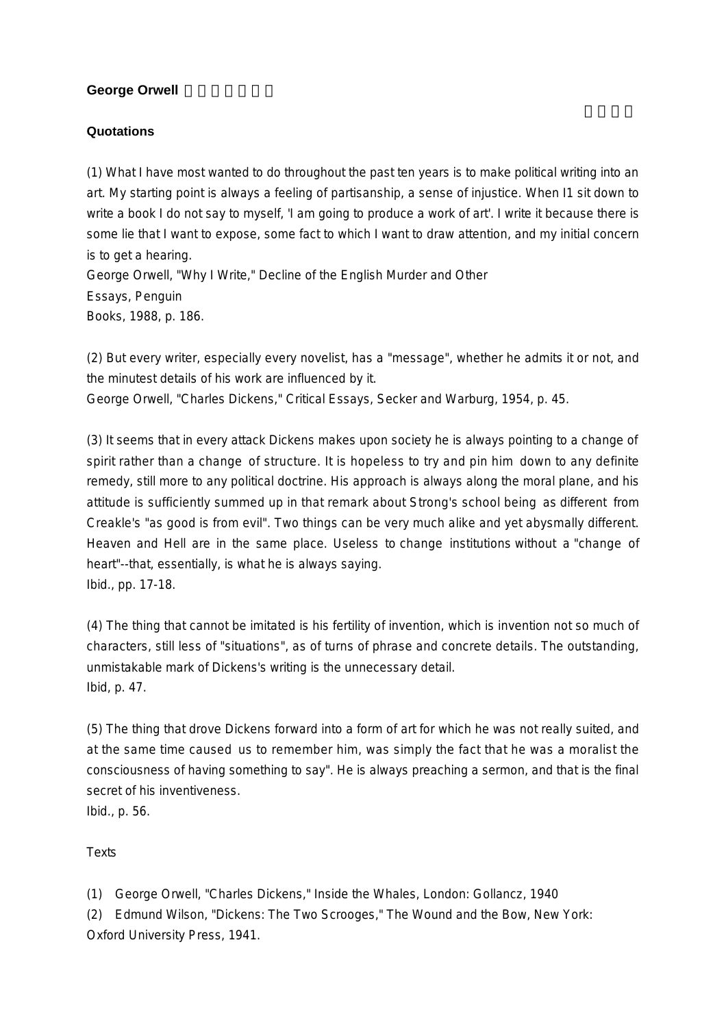**George Orwell**

**Quotations**

(1) What I have most wanted to do throughout the past ten years is to make political writing into an art. My starting point is always a feeling of partisanship, a sense of injustice. When I1 sit down to write a book I do not say to myself, 'I am going to produce a work of art'. I write it because there is some lie that I want to expose, some fact to which I want to draw attention, and my initial concern is to get a hearing.
George Orwell, "Why I Write," Decline of the English Murder and Other
Essays, Penguin
Books, 1988, p. 186.

(2) But every writer, especially every novelist, has a "message", whether he admits it or not, and the minutest details of his work are influenced by it.
George Orwell, "Charles Dickens," Critical Essays, Secker and Warburg, 1954, p. 45.

(3) It seems that in every attack Dickens makes upon society he is always pointing to a change of spirit rather than a change of structure. It is hopeless to try and pin him down to any definite remedy, still more to any political doctrine. His approach is always along the moral plane, and his attitude is sufficiently summed up in that remark about Strong's school being as different from Creakle's "as good is from evil". Two things can be very much alike and yet abysmally different. Heaven and Hell are in the same place. Useless to change institutions without a "change of heart"--that, essentially, is what he is always saying.
Ibid., pp. 17-18.

(4) The thing that cannot be imitated is his fertility of invention, which is invention not so much of characters, still less of "situations", as of turns of phrase and concrete details. The outstanding, unmistakable mark of Dickens's writing is the unnecessary detail.
Ibid, p. 47.

(5) The thing that drove Dickens forward into a form of art for which he was not really suited, and at the same time caused us to remember him, was simply the fact that he was a moralist the consciousness of having something to say". He is always preaching a sermon, and that is the final secret of his inventiveness.
Ibid., p. 56.

Texts

(1) George Orwell, "Charles Dickens," Inside the Whales, London: Gollancz, 1940
(2) Edmund Wilson, "Dickens: The Two Scrooges," The Wound and the Bow, New York: Oxford University Press, 1941.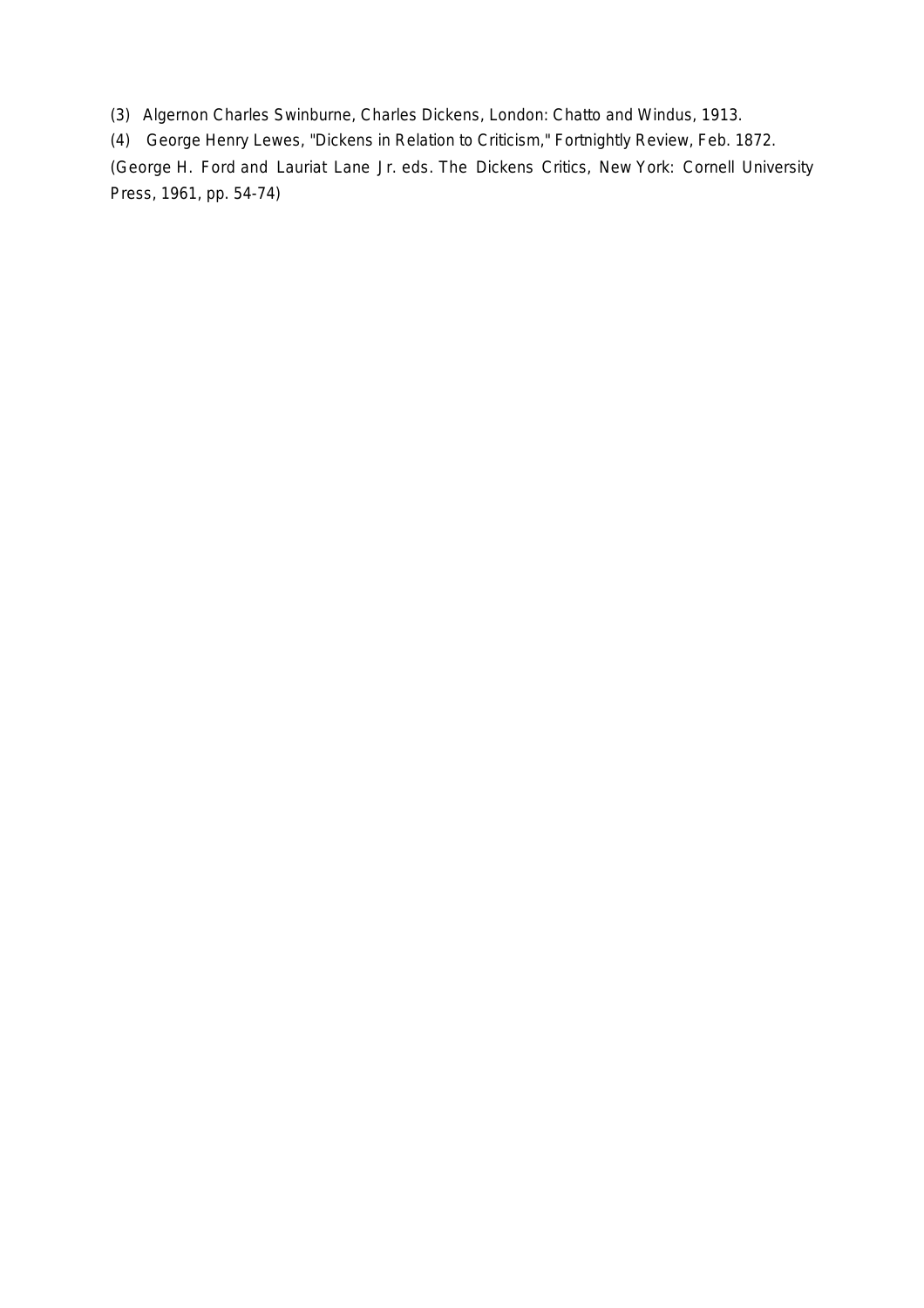(3) Algernon Charles Swinburne, Charles Dickens, London: Chatto and Windus, 1913.

(4) George Henry Lewes, "Dickens in Relation to Criticism," Fortnightly Review, Feb. 1872.
(George H. Ford and Lauriat Lane Jr. eds. The Dickens Critics, New York: Cornell University Press, 1961, pp. 54-74)